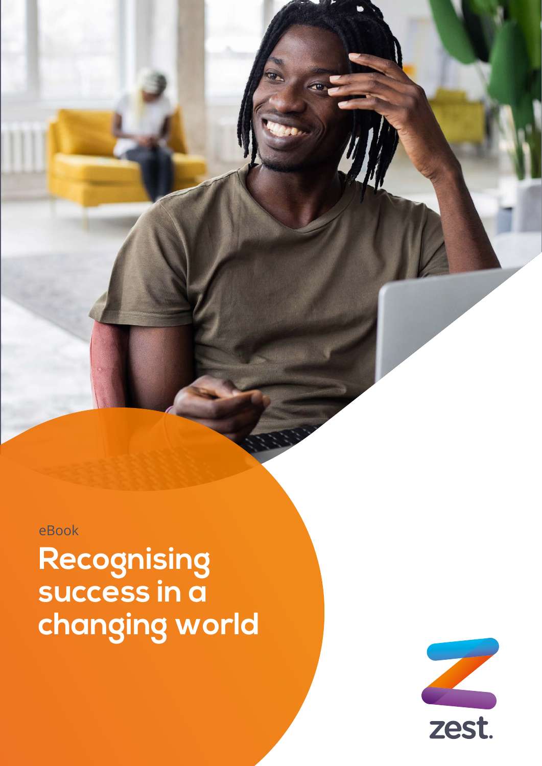eBook

# Recognising success in a changing world

zest.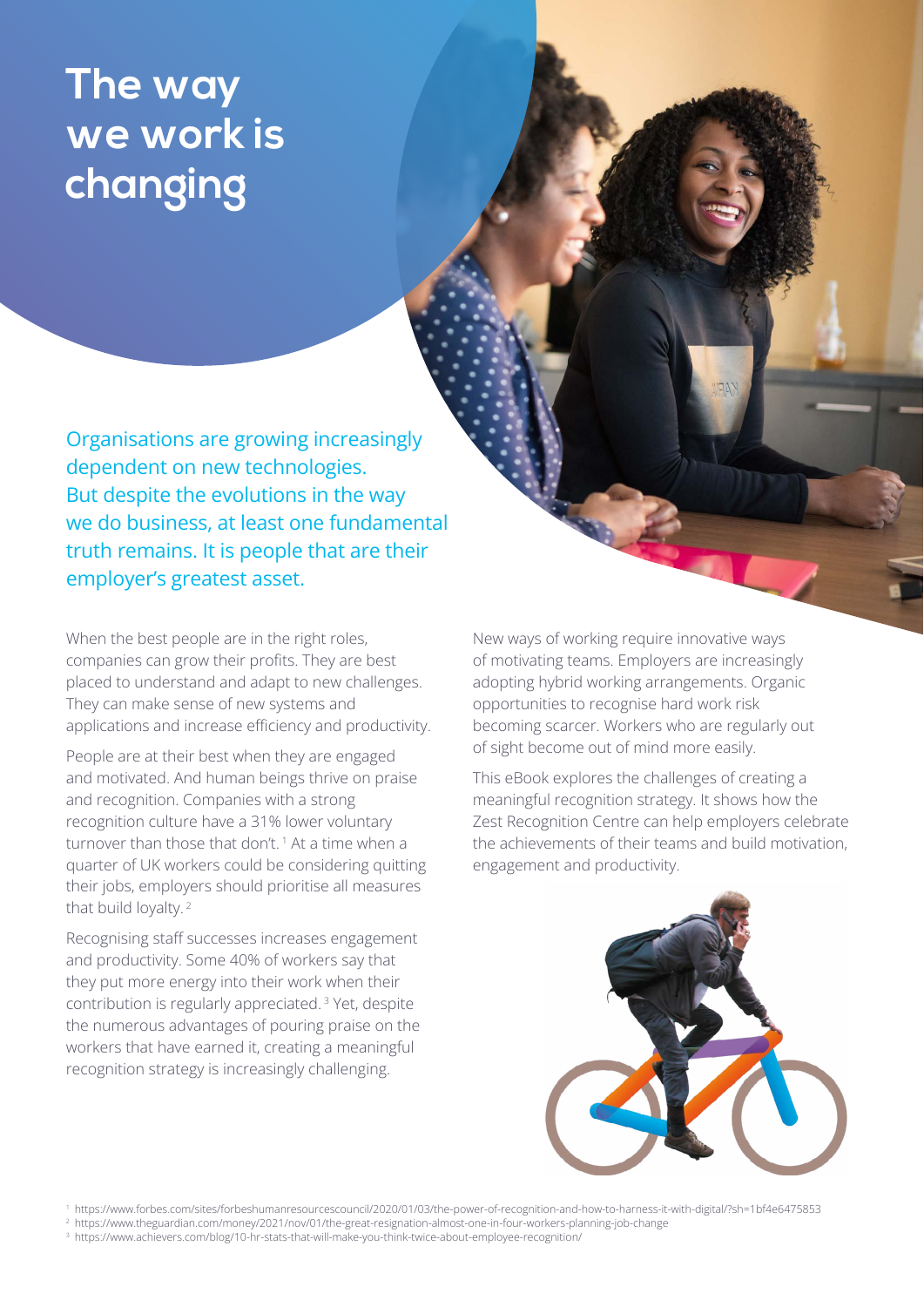# The way we work is changing

Organisations are growing increasingly dependent on new technologies. But despite the evolutions in the way we do business, at least one fundamental truth remains. It is people that are their employer's greatest asset.

When the best people are in the right roles, companies can grow their profits. They are best placed to understand and adapt to new challenges. They can make sense of new systems and applications and increase efficiency and productivity.

People are at their best when they are engaged and motivated. And human beings thrive on praise and recognition. Companies with a strong recognition culture have a 31% lower voluntary turnover than those that don't.[1] At a time when a quarter of UK workers could be considering quitting their jobs, employers should prioritise all measures that build loyalty.[2]

Recognising staff successes increases engagement and productivity. Some 40% of workers say that they put more energy into their work when their contribution is regularly appreciated.[3] Yet, despite the numerous advantages of pouring praise on the workers that have earned it, creating a meaningful recognition strategy is increasingly challenging.

New ways of working require innovative ways of motivating teams. Employers are increasingly adopting hybrid working arrangements. Organic opportunities to recognise hard work risk becoming scarcer. Workers who are regularly out of sight become out of mind more easily.

This eBook explores the challenges of creating a meaningful recognition strategy. It shows how the Zest Recognition Centre can help employers celebrate the achievements of their teams and build motivation, engagement and productivity.

[1] https://www.forbes.com/sites/forbeshumanresourcescouncil/2020/01/03/the-power-of-recognition-and-how-to-harness-it-with-digital/?sh=1bf4e6475853

[2] https://www.theguardian.com/money/2021/nov/01/the-great-resignation-almost-one-in-four-workers-planning-job-change

[3] https://www.achievers.com/blog/10-hr-stats-that-will-make-you-think-twice-about-employee-recognition/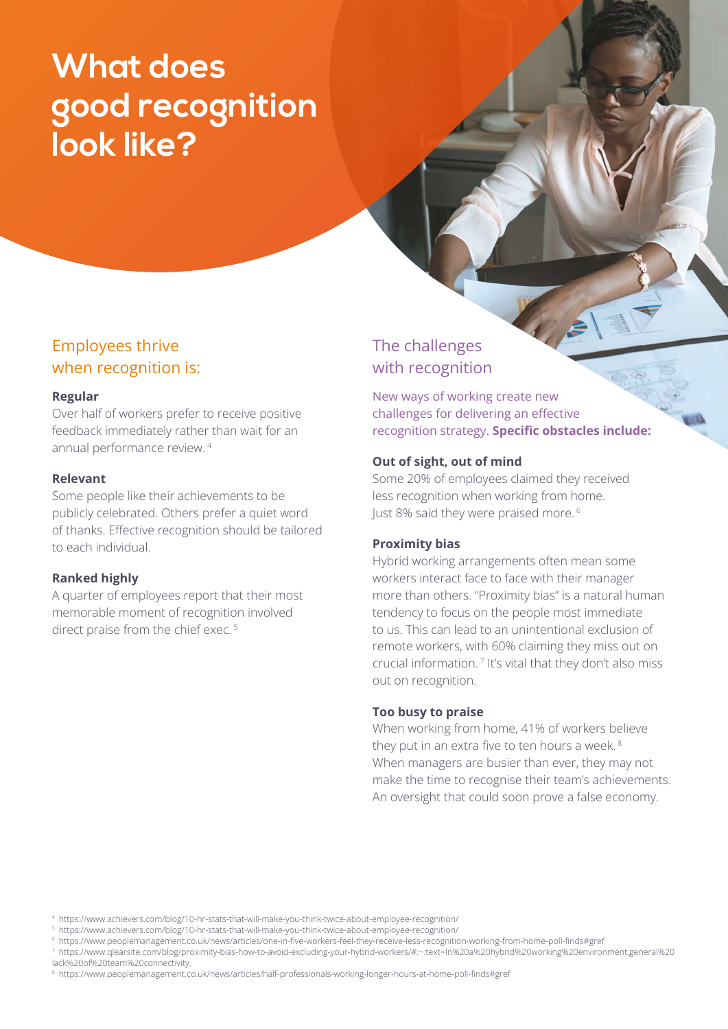# What does good recognition look like?

## Employees thrive when recognition is:

**Regular**

Over half of workers prefer to receive positive feedback immediately rather than wait for an annual performance review. [4]

**Relevant**

Some people like their achievements to be publicly celebrated. Others prefer a quiet word of thanks. Effective recognition should be tailored to each individual.

**Ranked highly**

A quarter of employees report that their most memorable moment of recognition involved direct praise from the chief exec. [5]

## The challenges with recognition

New ways of working create new challenges for delivering an effective recognition strategy. **Specific obstacles include:**

**Out of sight, out of mind**

Some 20% of employees claimed they received less recognition when working from home. Just 8% said they were praised more. [6]

**Proximity bias**

Hybrid working arrangements often mean some workers interact face to face with their manager more than others. "Proximity bias" is a natural human tendency to focus on the people most immediate to us. This can lead to an unintentional exclusion of remote workers, with 60% claiming they miss out on crucial information. [7] It's vital that they don't also miss out on recognition.

**Too busy to praise**

When working from home, 41% of workers believe they put in an extra five to ten hours a week. [8] When managers are busier than ever, they may not make the time to recognise their team's achievements. An oversight that could soon prove a false economy.

---

[4] https://www.achievers.com/blog/10-hr-stats-that-will-make-you-think-twice-about-employee-recognition/

[5] https://www.achievers.com/blog/10-hr-stats-that-will-make-you-think-twice-about-employee-recognition/

[6] https://www.peoplemanagement.co.uk/news/articles/one-in-five-workers-feel-they-receive-less-recognition-working-from-home-poll-finds#gref

[7] https://www.qlearsite.com/blog/proximity-bias-how-to-avoid-excluding-your-hybrid-workers/#:~:text=In%20a%20hybrid%20working%20environment,general%20lack%20of%20team%20connectivity.

[8] https://www.peoplemanagement.co.uk/news/articles/half-professionals-working-longer-hours-at-home-poll-finds#gref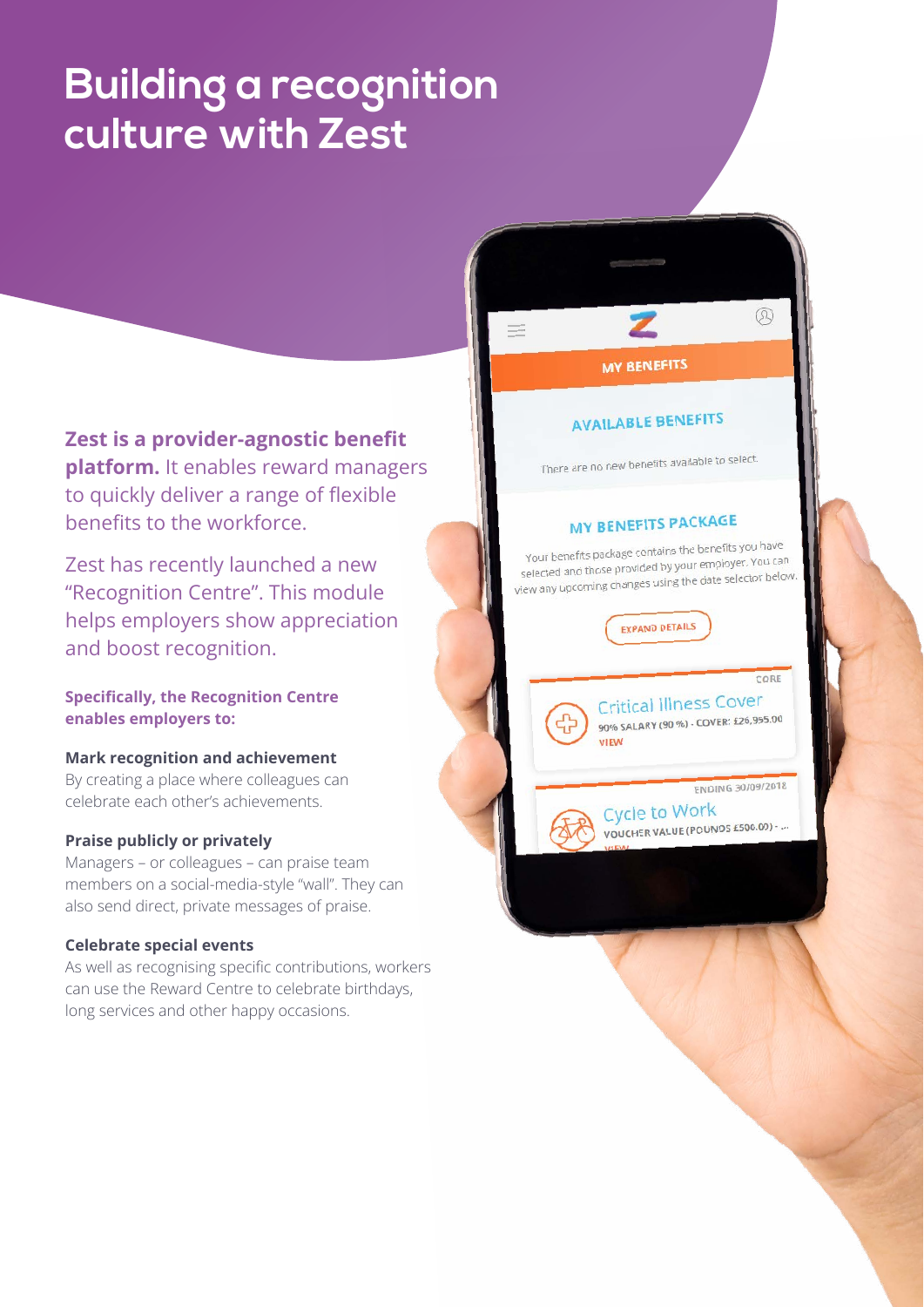# Building a recognition culture with Zest

**Zest is a provider-agnostic benefit platform.** It enables reward managers to quickly deliver a range of flexible benefits to the workforce.

Zest has recently launched a new "Recognition Centre". This module helps employers show appreciation and boost recognition.

**Specifically, the Recognition Centre enables employers to:**

**Mark recognition and achievement**
By creating a place where colleagues can celebrate each other's achievements.

**Praise publicly or privately**
Managers – or colleagues – can praise team members on a social-media-style "wall". They can also send direct, private messages of praise.

**Celebrate special events**
As well as recognising specific contributions, workers can use the Reward Centre to celebrate birthdays, long services and other happy occasions.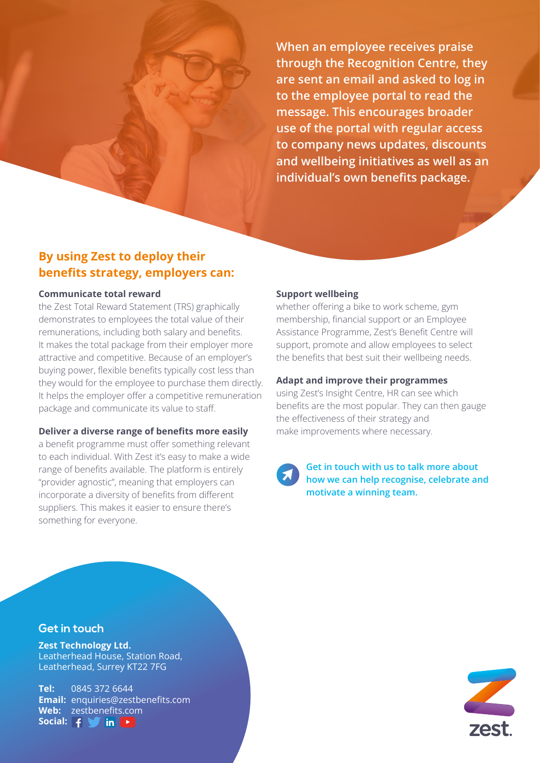**When an employee receives praise through the Recognition Centre, they are sent an email and asked to log in to the employee portal to read the message. This encourages broader use of the portal with regular access to company news updates, discounts and wellbeing initiatives as well as an individual's own benefits package.**

## By using Zest to deploy their benefits strategy, employers can:

**Communicate total reward**
the Zest Total Reward Statement (TRS) graphically demonstrates to employees the total value of their remunerations, including both salary and benefits. It makes the total package from their employer more attractive and competitive. Because of an employer's buying power, flexible benefits typically cost less than they would for the employee to purchase them directly. It helps the employer offer a competitive remuneration package and communicate its value to staff.

**Deliver a diverse range of benefits more easily**
a benefit programme must offer something relevant to each individual. With Zest it's easy to make a wide range of benefits available. The platform is entirely "provider agnostic", meaning that employers can incorporate a diversity of benefits from different suppliers. This makes it easier to ensure there's something for everyone.

**Support wellbeing**
whether offering a bike to work scheme, gym membership, financial support or an Employee Assistance Programme, Zest's Benefit Centre will support, promote and allow employees to select the benefits that best suit their wellbeing needs.

**Adapt and improve their programmes**
using Zest's Insight Centre, HR can see which benefits are the most popular. They can then gauge the effectiveness of their strategy and make improvements where necessary.

**Get in touch with us to talk more about how we can help recognise, celebrate and motivate a winning team.**

## Get in touch

**Zest Technology Ltd.**
Leatherhead House, Station Road,
Leatherhead, Surrey KT22 7FG

**Tel:** 0845 372 6644
**Email:** enquiries@zestbenefits.com
**Web:** zestbenefits.com
**Social:**

zest.